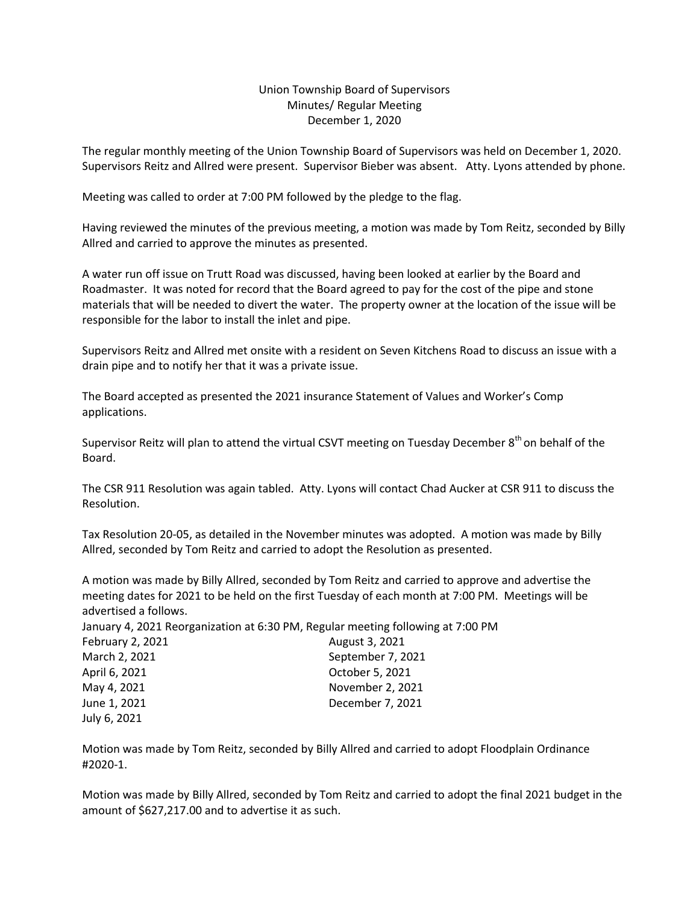Union Township Board of Supervisors
Minutes/ Regular Meeting
December 1, 2020

The regular monthly meeting of the Union Township Board of Supervisors was held on December 1, 2020. Supervisors Reitz and Allred were present. Supervisor Bieber was absent. Atty. Lyons attended by phone.

Meeting was called to order at 7:00 PM followed by the pledge to the flag.

Having reviewed the minutes of the previous meeting, a motion was made by Tom Reitz, seconded by Billy Allred and carried to approve the minutes as presented.

A water run off issue on Trutt Road was discussed, having been looked at earlier by the Board and Roadmaster. It was noted for record that the Board agreed to pay for the cost of the pipe and stone materials that will be needed to divert the water. The property owner at the location of the issue will be responsible for the labor to install the inlet and pipe.

Supervisors Reitz and Allred met onsite with a resident on Seven Kitchens Road to discuss an issue with a drain pipe and to notify her that it was a private issue.

The Board accepted as presented the 2021 insurance Statement of Values and Worker's Comp applications.

Supervisor Reitz will plan to attend the virtual CSVT meeting on Tuesday December 8th on behalf of the Board.

The CSR 911 Resolution was again tabled. Atty. Lyons will contact Chad Aucker at CSR 911 to discuss the Resolution.

Tax Resolution 20-05, as detailed in the November minutes was adopted. A motion was made by Billy Allred, seconded by Tom Reitz and carried to adopt the Resolution as presented.

A motion was made by Billy Allred, seconded by Tom Reitz and carried to approve and advertise the meeting dates for 2021 to be held on the first Tuesday of each month at 7:00 PM. Meetings will be advertised a follows.

January 4, 2021 Reorganization at 6:30 PM, Regular meeting following at 7:00 PM

February 2, 2021
March 2, 2021
April 6, 2021
May 4, 2021
June 1, 2021
July 6, 2021
August 3, 2021
September 7, 2021
October 5, 2021
November 2, 2021
December 7, 2021

Motion was made by Tom Reitz, seconded by Billy Allred and carried to adopt Floodplain Ordinance #2020-1.

Motion was made by Billy Allred, seconded by Tom Reitz and carried to adopt the final 2021 budget in the amount of $627,217.00 and to advertise it as such.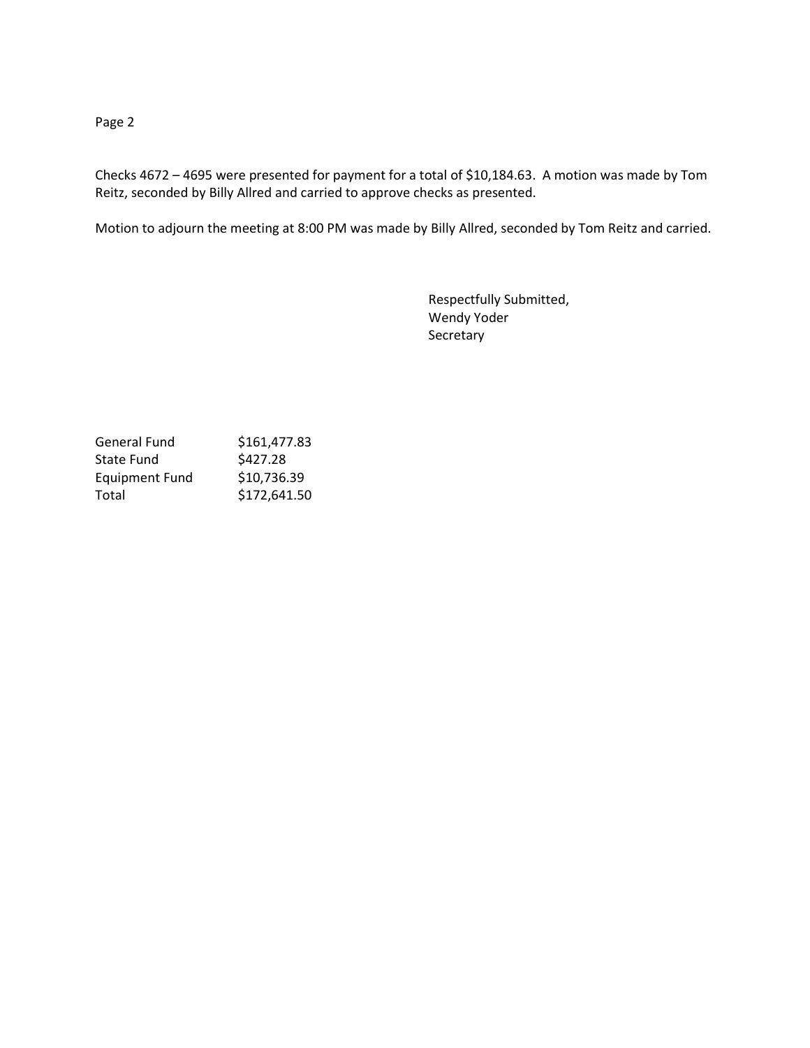Checks 4672 – 4695 were presented for payment for a total of $10,184.63. A motion was made by Tom Reitz, seconded by Billy Allred and carried to approve checks as presented.

Motion to adjourn the meeting at 8:00 PM was made by Billy Allred, seconded by Tom Reitz and carried.

Respectfully Submitted,
Wendy Yoder
Secretary

| | |
|---|---|
| General Fund | $161,477.83 |
| State Fund | $427.28 |
| Equipment Fund | $10,736.39 |
| Total | $172,641.50 |